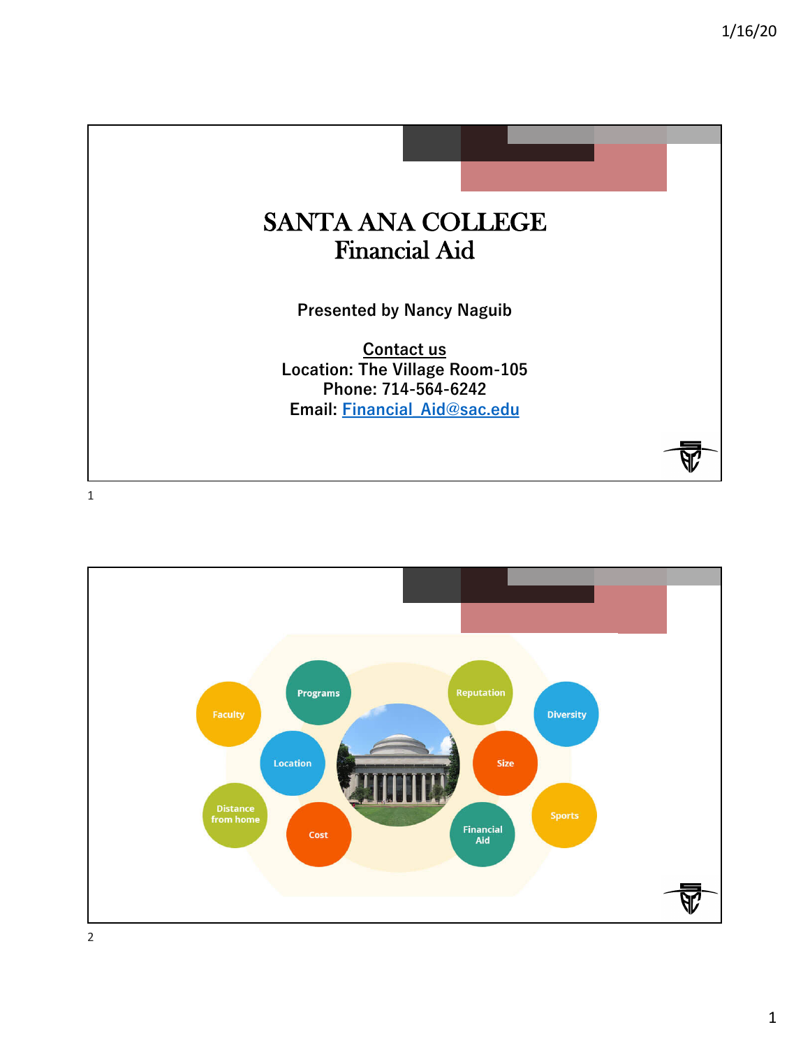# SANTA ANA COLLEGE
## Financial Aid

**Presented by Nancy Naguib**

**Contact us**

**Location: The Village Room-105**
**Phone: 714-564-6242**
**Email: Financial_Aid@sac.edu**

---

Faculty

Programs

Reputation

Diversity

Location

Size

Distance from home

Cost

Financial Aid

Sports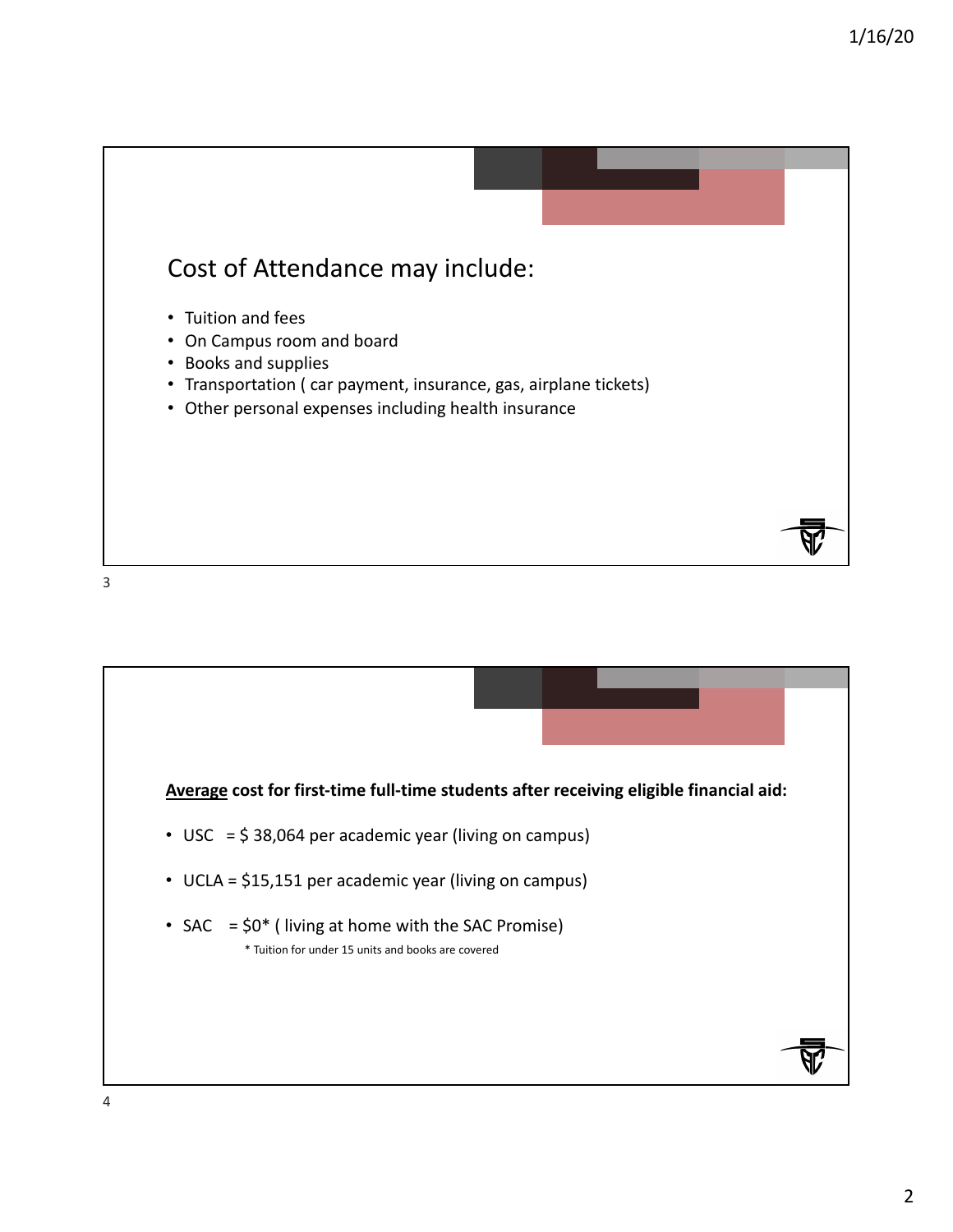## Cost of Attendance may include:

- Tuition and fees
- On Campus room and board
- Books and supplies
- Transportation ( car payment, insurance, gas, airplane tickets)
- Other personal expenses including health insurance

**Average cost for first-time full-time students after receiving eligible financial aid:**

- USC = $ 38,064 per academic year (living on campus)
- UCLA = $15,151 per academic year (living on campus)
- SAC = $0* ( living at home with the SAC Promise)

  * Tuition for under 15 units and books are covered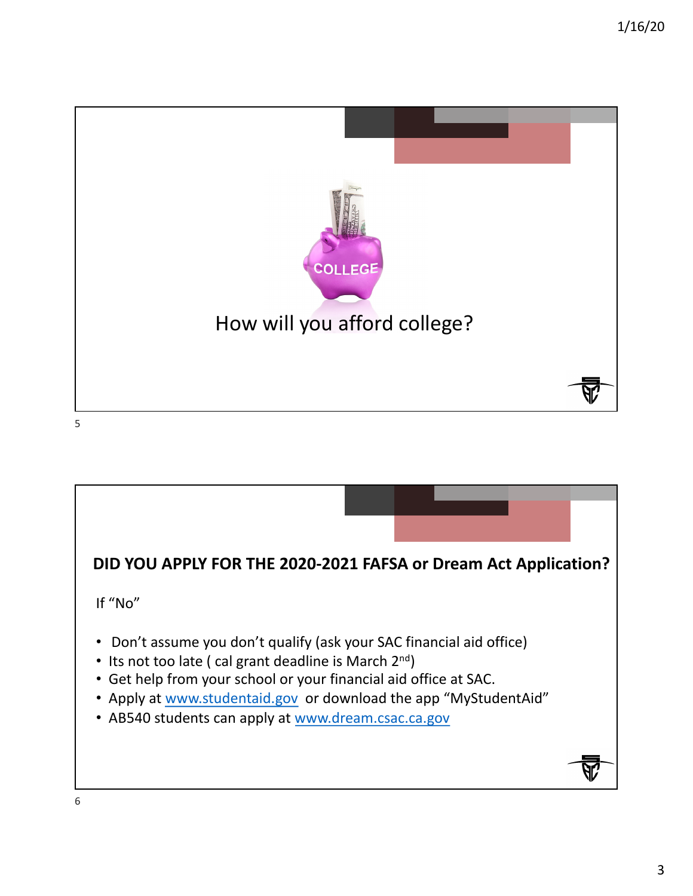How will you afford college?

**DID YOU APPLY FOR THE 2020-2021 FAFSA or Dream Act Application?**

If "No"

- Don't assume you don't qualify (ask your SAC financial aid office)
- Its not too late ( cal grant deadline is March 2nd)
- Get help from your school or your financial aid office at SAC.
- Apply at www.studentaid.gov or download the app "MyStudentAid"
- AB540 students can apply at www.dream.csac.ca.gov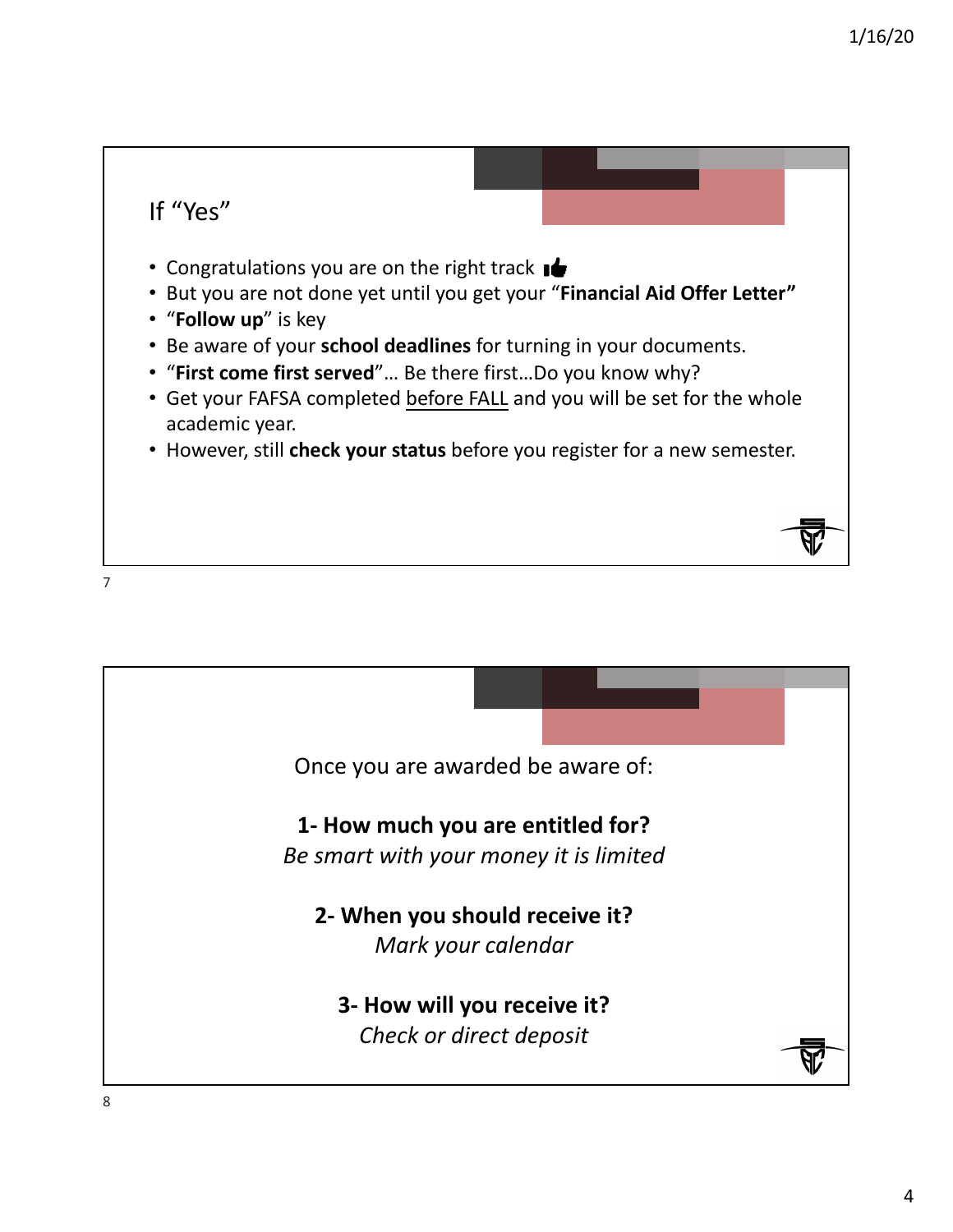## If "Yes"

- Congratulations you are on the right track 👍
- But you are not done yet until you get your "**Financial Aid Offer Letter"**
- "**Follow up**" is key
- Be aware of your **school deadlines** for turning in your documents.
- "**First come first served**"… Be there first…Do you know why?
- Get your FAFSA completed before FALL and you will be set for the whole academic year.
- However, still **check your status** before you register for a new semester.

Once you are awarded be aware of:

**1- How much you are entitled for?**
*Be smart with your money it is limited*

**2- When you should receive it?**
*Mark your calendar*

**3- How will you receive it?**
*Check or direct deposit*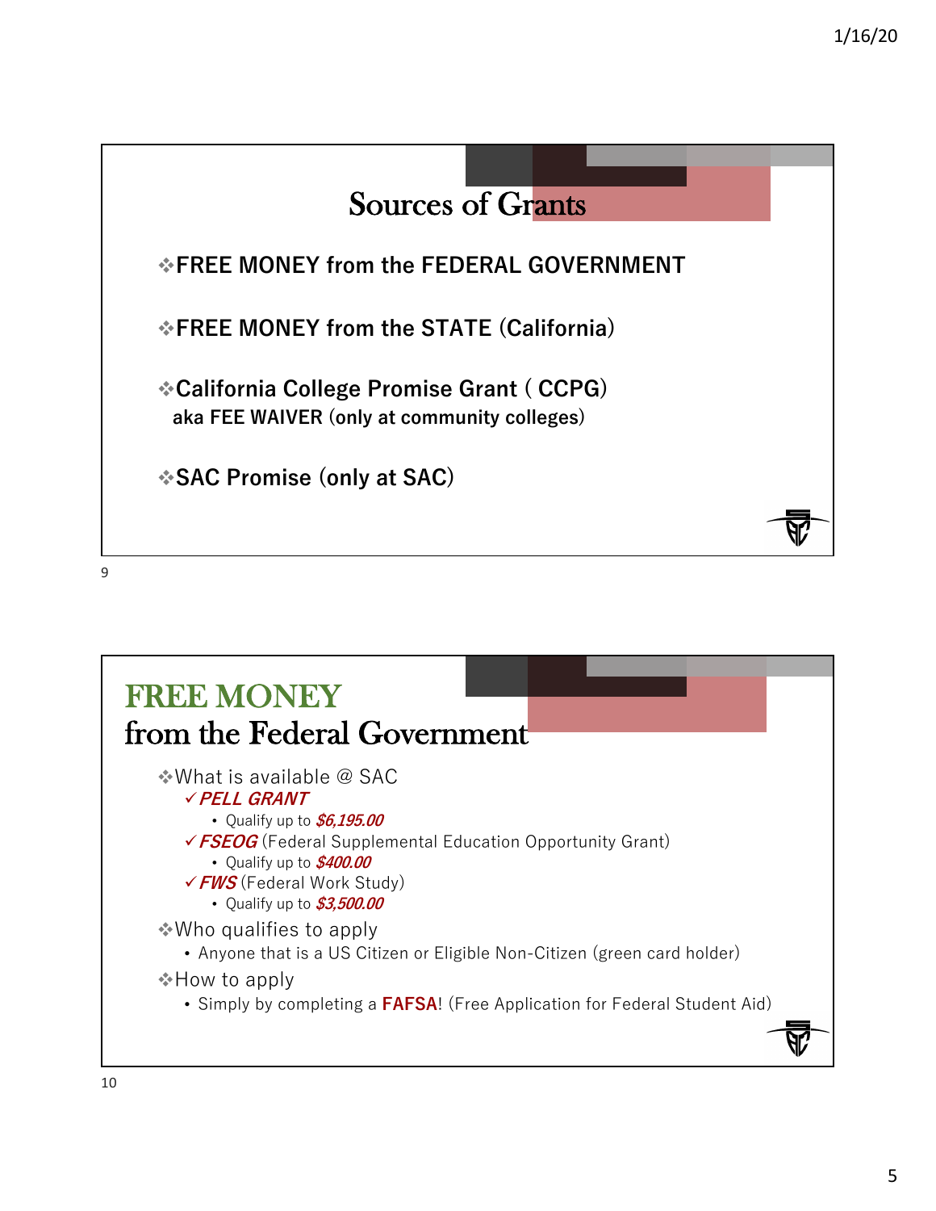## Sources of Grants

- **FREE MONEY from the FEDERAL GOVERNMENT**
- **FREE MONEY from the STATE (California)**
- **California College Promise Grant ( CCPG)**
  **aka FEE WAIVER (only at community colleges)**
- **SAC Promise (only at SAC)**

## FREE MONEY from the Federal Government

- What is available @ SAC
  - ✓ ***PELL GRANT***
    - Qualify up to ***$6,195.00***
  - ✓ ***FSEOG*** (Federal Supplemental Education Opportunity Grant)
    - Qualify up to ***$400.00***
  - ✓ ***FWS*** (Federal Work Study)
    - Qualify up to ***$3,500.00***
- Who qualifies to apply
  - Anyone that is a US Citizen or Eligible Non-Citizen (green card holder)
- How to apply
  - Simply by completing a **FAFSA**! (Free Application for Federal Student Aid)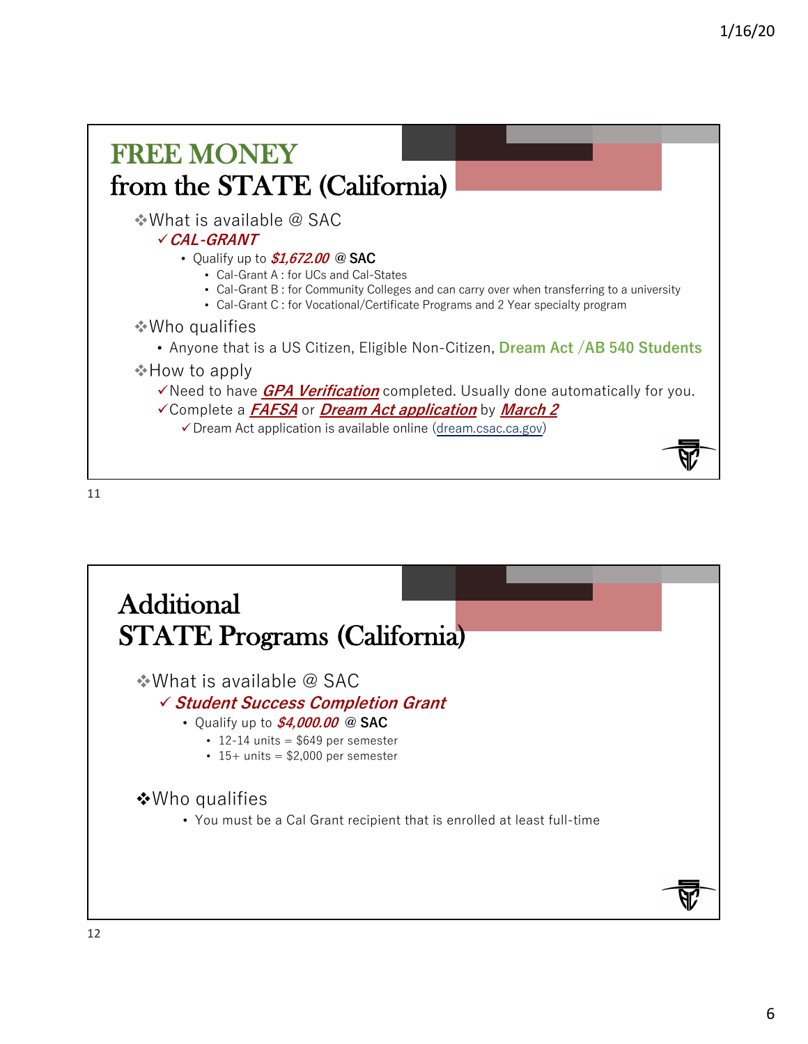# FREE MONEY from the STATE (California)

- What is available @ SAC
  - ✓ ***CAL-GRANT***
    - Qualify up to ***$1,672.00*** **@ SAC**
      - Cal-Grant A : for UCs and Cal-States
      - Cal-Grant B : for Community Colleges and can carry over when transferring to a university
      - Cal-Grant C : for Vocational/Certificate Programs and 2 Year specialty program
- Who qualifies
  - Anyone that is a US Citizen, Eligible Non-Citizen, **Dream Act /AB 540 Students**
- How to apply
  - ✓Need to have ***GPA Verification*** completed. Usually done automatically for you.
  - ✓Complete a ***FAFSA*** or ***Dream Act application*** by ***March 2***
    - ✓Dream Act application is available online (dream.csac.ca.gov)

# Additional STATE Programs (California)

- What is available @ SAC
  - ✓ ***Student Success Completion Grant***
    - Qualify up to ***$4,000.00*** **@ SAC**
      - 12-14 units = $649 per semester
      - 15+ units = $2,000 per semester
- Who qualifies
  - You must be a Cal Grant recipient that is enrolled at least full-time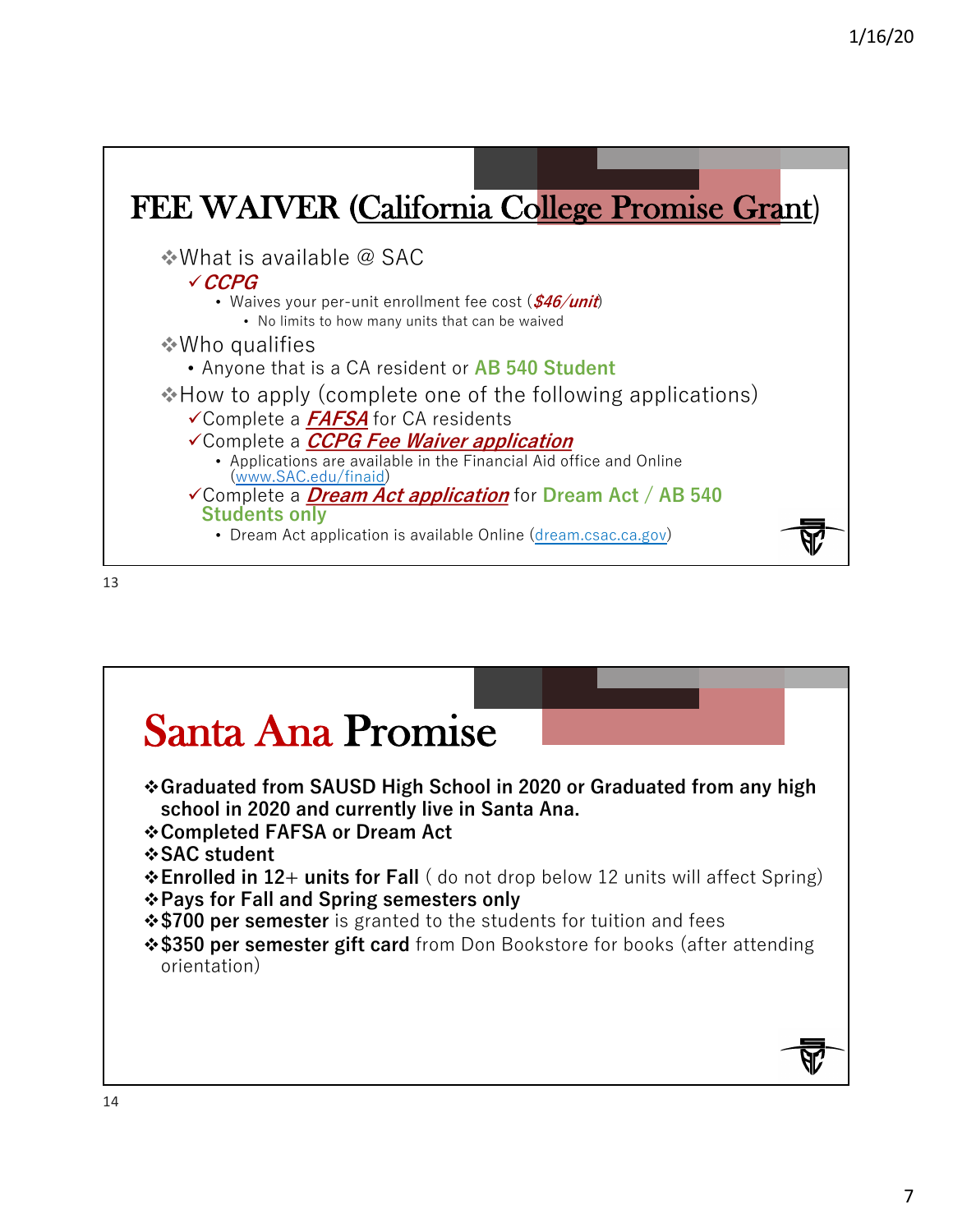# FEE WAIVER (California College Promise Grant)

- What is available @ SAC
  - ✓ ***CCPG***
    - Waives your per-unit enrollment fee cost (***$46/unit***)
      - No limits to how many units that can be waived
- Who qualifies
  - Anyone that is a CA resident or **AB 540 Student**
- How to apply (complete one of the following applications)
  - ✓Complete a ***FAFSA*** for CA residents
  - ✓Complete a ***CCPG Fee Waiver application***
    - Applications are available in the Financial Aid office and Online (www.SAC.edu/finaid)
  - ✓Complete a ***Dream Act application*** for **Dream Act / AB 540 Students only**
    - Dream Act application is available Online (dream.csac.ca.gov)

# Santa Ana Promise

- **Graduated from SAUSD High School in 2020 or Graduated from any high school in 2020 and currently live in Santa Ana.**
- **Completed FAFSA or Dream Act**
- **SAC student**
- **Enrolled in 12+ units for Fall** ( do not drop below 12 units will affect Spring)
- **Pays for Fall and Spring semesters only**
- **$700 per semester** is granted to the students for tuition and fees
- **$350 per semester gift card** from Don Bookstore for books (after attending orientation)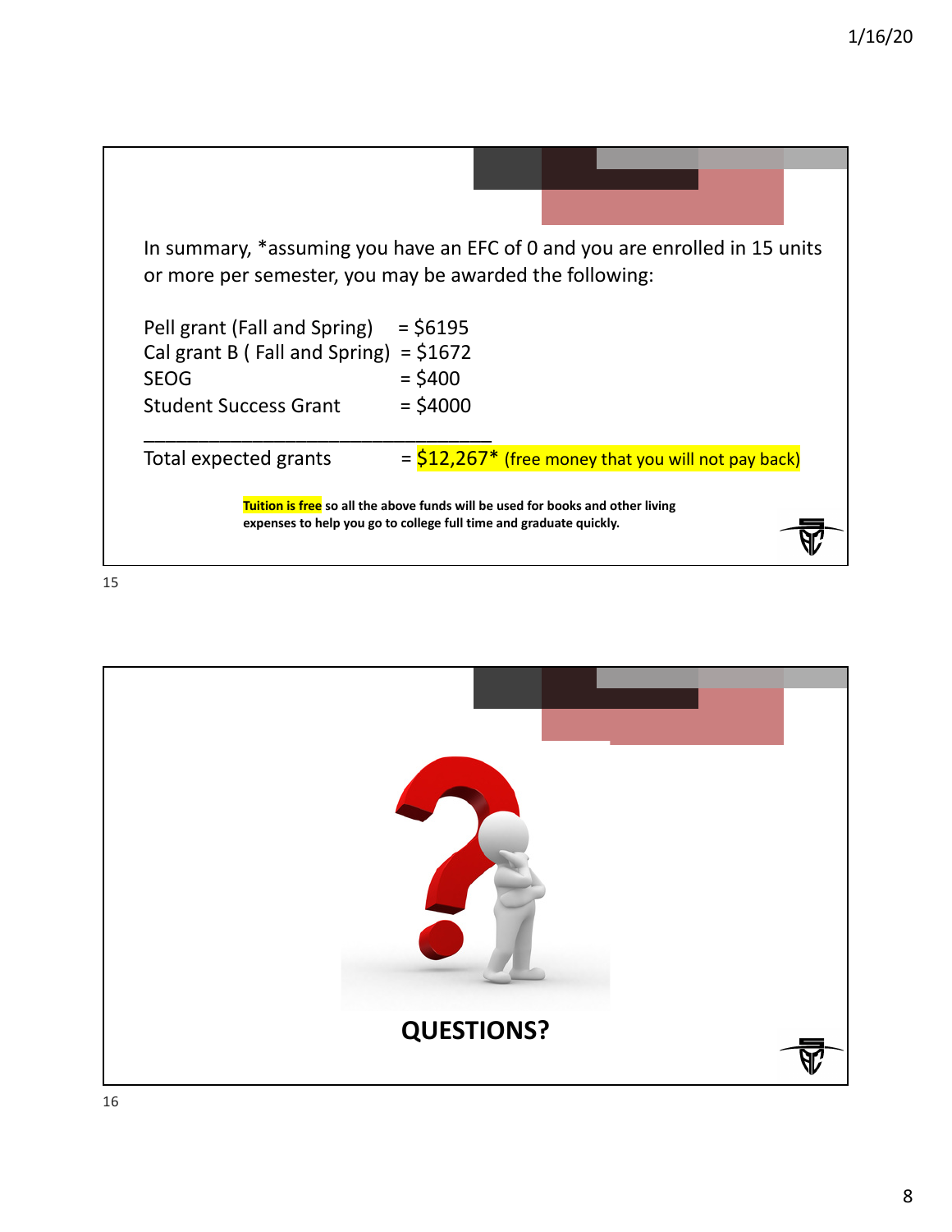In summary, *assuming you have an EFC of 0 and you are enrolled in 15 units or more per semester, you may be awarded the following:

Pell grant (Fall and Spring) = $6195
Cal grant B ( Fall and Spring) = $1672
SEOG = $400
Student Success Grant = $4000

___________________________________

Total expected grants = **$12,267*** (free money that you will not pay back)

**Tuition is free so all the above funds will be used for books and other living expenses to help you go to college full time and graduate quickly.**

---

**QUESTIONS?**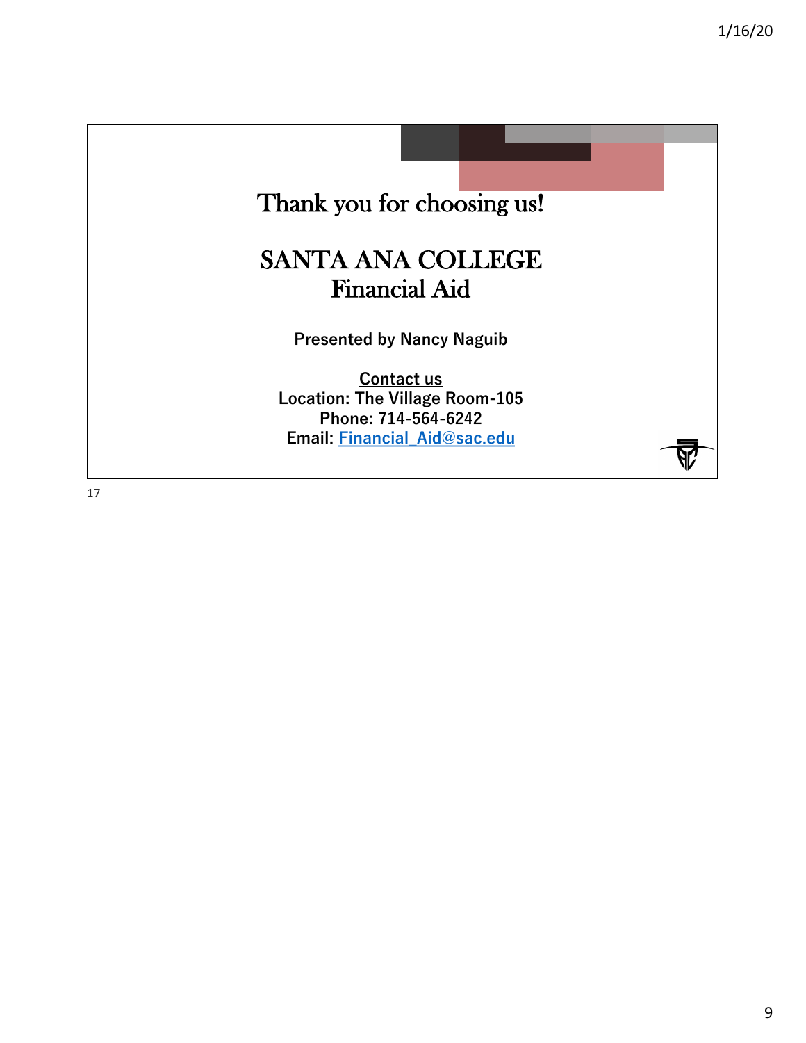# Thank you for choosing us!

# SANTA ANA COLLEGE
## Financial Aid

**Presented by Nancy Naguib**

**Contact us**
**Location: The Village Room-105**
**Phone: 714-564-6242**
**Email: Financial_Aid@sac.edu**